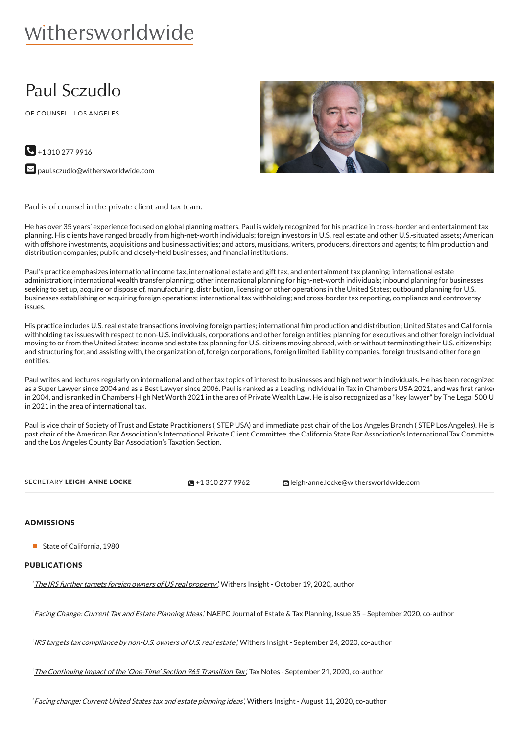withersworldwide

# Paul Sczudlo

OF COUNSEL | LOS ANGELES

+1 310 277 9916

paul.sczudlo@withersworldwide.com

Paul is of counsel in the private client and tax team.

He has over 35 years' experience focused on global planning matters. Paul is widely recognized for his practice in cross-border and entertainment tax planning. His clients have ranged broadly from high-net-worth individuals; foreign investors in U.S. real estate and other U.S.-situated assets; Americans with offshore investments, acquisitions and business activities; and actors, musicians, writers, producers, directors and agents; to film production and distribution companies; public and closely-held businesses; and financial institutions.

Paul's practice emphasizes international income tax, international estate and gift tax, and entertainment tax planning; international estate administration; international wealth transfer planning; other international planning for high-net-worth individuals; inbound planning for businesses seeking to set up, acquire or dispose of, manufacturing, distribution, licensing or other operations in the United States; outbound planning for U.S. businesses establishing or acquiring foreign operations; international tax withholding; and cross-border tax reporting, compliance and controversy issues.

His practice includes U.S. real estate transactions involving foreign parties; international film production and distribution; United States and California withholding tax issues with respect to non-U.S. individuals, corporations and other foreign entities; planning for executives and other foreign individuals moving to or from the United States; income and estate tax planning for U.S. citizens moving abroad, with or without terminating their U.S. citizenship; and structuring for, and assisting with, the organization of, foreign corporations, foreign limited liability companies, foreign trusts and other foreign entities.

Paul writes and lectures regularly on international and other tax topics of interest to businesses and high net worth individuals. He has been recognized as a Super Lawyer since 2004 and as a Best Lawyer since 2006. Paul is ranked as a Leading Individual in Tax in Chambers USA 2021, and was first ranked in 2004, and is ranked in Chambers High Net Worth 2021 in the area of Private Wealth Law. He is also recognized as a "key lawyer" by The Legal 500 US in 2021 in the area of international tax.

Paul is vice chair of Society of Trust and Estate Practitioners ( STEP USA) and immediate past chair of the Los Angeles Branch ( STEP Los Angeles). He is past chair of the American Bar Association's International Private Client Committee, the California State Bar Association's International Tax Committee and the Los Angeles County Bar Association's Taxation Section.

SECRETARY **LEIGH-ANNE LOCKE** | +1 310 277 9962 | leigh-anne.locke@withersworldwide.com

## ADMISSIONS

- State of California, 1980

## PUBLICATIONS

'*The IRS further targets foreign owners of US real property*,' Withers Insight - October 19, 2020, author

'*Facing Change: Current Tax and Estate Planning Ideas*,' NAEPC Journal of Estate & Tax Planning, Issue 35 – September 2020, co-author

'*IRS targets tax compliance by non-U.S. owners of U.S. real estate*,' Withers Insight - September 24, 2020, co-author

'*The Continuing Impact of the 'One-Time' Section 965 Transition Tax*,' Tax Notes - September 21, 2020, co-author

'*Facing change: Current United States tax and estate planning ideas*,' Withers Insight - August 11, 2020, co-author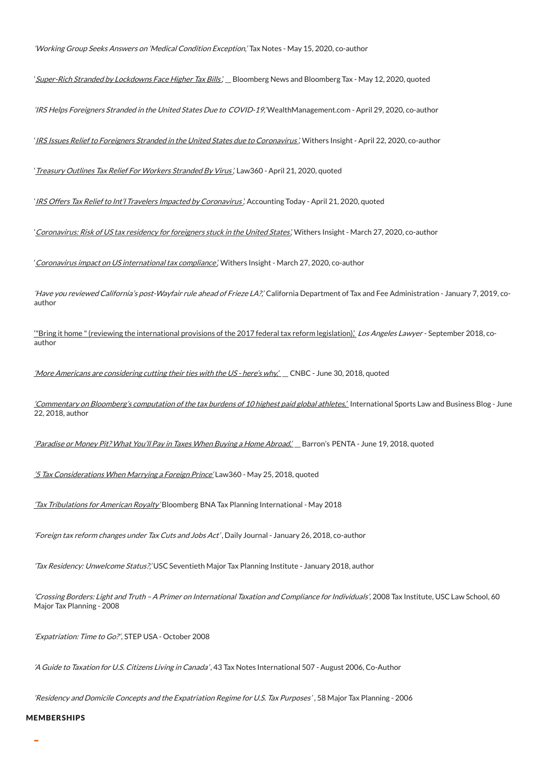*'Working Group Seeks Answers on 'Medical Condition Exception,'* Tax Notes - May 15, 2020, co-author

'*Super-Rich Stranded by Lockdowns Face Higher Tax Bills*,' Bloomberg News and Bloomberg Tax - May 12, 2020, quoted

*'IRS Helps Foreigners Stranded in the United States Due to COVID-19,'* WealthManagement.com - April 29, 2020, co-author

'*IRS Issues Relief to Foreigners Stranded in the United States due to Coronavirus*,' Withers Insight - April 22, 2020, co-author

'*Treasury Outlines Tax Relief For Workers Stranded By Virus*,' Law360 - April 21, 2020, quoted

'*IRS Offers Tax Relief to Int'l Travelers Impacted by Coronavirus*,' Accounting Today - April 21, 2020, quoted

'*Coronavirus: Risk of US tax residency for foreigners stuck in the United States*,' Withers Insight - March 27, 2020, co-author

'*Coronavirus impact on US international tax compliance*,' Withers Insight - March 27, 2020, co-author

*'Have you reviewed California's post-Wayfair rule ahead of Frieze LA?,'* California Department of Tax and Fee Administration - January 7, 2019, co-author

'"Bring it home " (reviewing the international provisions of the 2017 federal tax reform legislation),' *Los Angeles Lawyer* - September 2018, co-author

*'More Americans are considering cutting their ties with the US - here's why,'* CNBC - June 30, 2018, quoted

*'Commentary on Bloomberg's computation of the tax burdens of 10 highest paid global athletes,'* International Sports Law and Business Blog - June 22, 2018, author

*'Paradise or Money Pit? What You'll Pay in Taxes When Buying a Home Abroad,'* Barron's PENTA - June 19, 2018, quoted

*'5 Tax Considerations When Marrying a Foreign Prince'* Law360 - May 25, 2018, quoted

*'Tax Tribulations for American Royalty'* Bloomberg BNA Tax Planning International - May 2018

*'Foreign tax reform changes under Tax Cuts and Jobs Act'*, Daily Journal - January 26, 2018, co-author

*'Tax Residency: Unwelcome Status?,'* USC Seventieth Major Tax Planning Institute - January 2018, author

*'Crossing Borders: Light and Truth – A Primer on International Taxation and Compliance for Individuals'*, 2008 Tax Institute, USC Law School, 60 Major Tax Planning - 2008

*'Expatriation: Time to Go?'*, STEP USA - October 2008

*'A Guide to Taxation for U.S. Citizens Living in Canada'*, 43 Tax Notes International 507 - August 2006, Co-Author

*'Residency and Domicile Concepts and the Expatriation Regime for U.S. Tax Purposes'*, 58 Major Tax Planning - 2006

## MEMBERSHIPS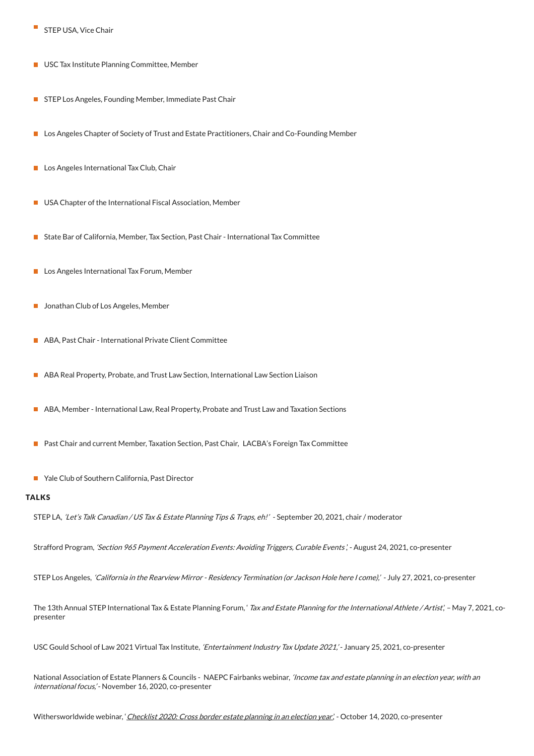- STEP USA, Vice Chair
- USC Tax Institute Planning Committee, Member
- STEP Los Angeles, Founding Member, Immediate Past Chair
- Los Angeles Chapter of Society of Trust and Estate Practitioners, Chair and Co-Founding Member
- Los Angeles International Tax Club, Chair
- USA Chapter of the International Fiscal Association, Member
- State Bar of California, Member, Tax Section, Past Chair - International Tax Committee
- Los Angeles International Tax Forum, Member
- Jonathan Club of Los Angeles, Member
- ABA, Past Chair - International Private Client Committee
- ABA Real Property, Probate, and Trust Law Section, International Law Section Liaison
- ABA, Member - International Law, Real Property, Probate and Trust Law and Taxation Sections
- Past Chair and current Member, Taxation Section, Past Chair, LACBA's Foreign Tax Committee
- Yale Club of Southern California, Past Director

### TALKS

STEP LA, *'Let's Talk Canadian / US Tax & Estate Planning Tips & Traps, eh!'* - September 20, 2021, chair / moderator

Strafford Program, *'Section 965 Payment Acceleration Events: Avoiding Triggers, Curable Events',* - August 24, 2021, co-presenter

STEP Los Angeles, *'California in the Rearview Mirror - Residency Termination (or Jackson Hole here I come),'* - July 27, 2021, co-presenter

The 13th Annual STEP International Tax & Estate Planning Forum, ' *Tax and Estate Planning for the International Athlete / Artist',* – May 7, 2021, co-presenter

USC Gould School of Law 2021 Virtual Tax Institute, *'Entertainment Industry Tax Update 2021,'* - January 25, 2021, co-presenter

National Association of Estate Planners & Councils - NAEPC Fairbanks webinar, *'Income tax and estate planning in an election year, with an international focus,'* - November 16, 2020, co-presenter

Withersworldwide webinar, '*Checklist 2020: Cross border estate planning in an election year*', - October 14, 2020, co-presenter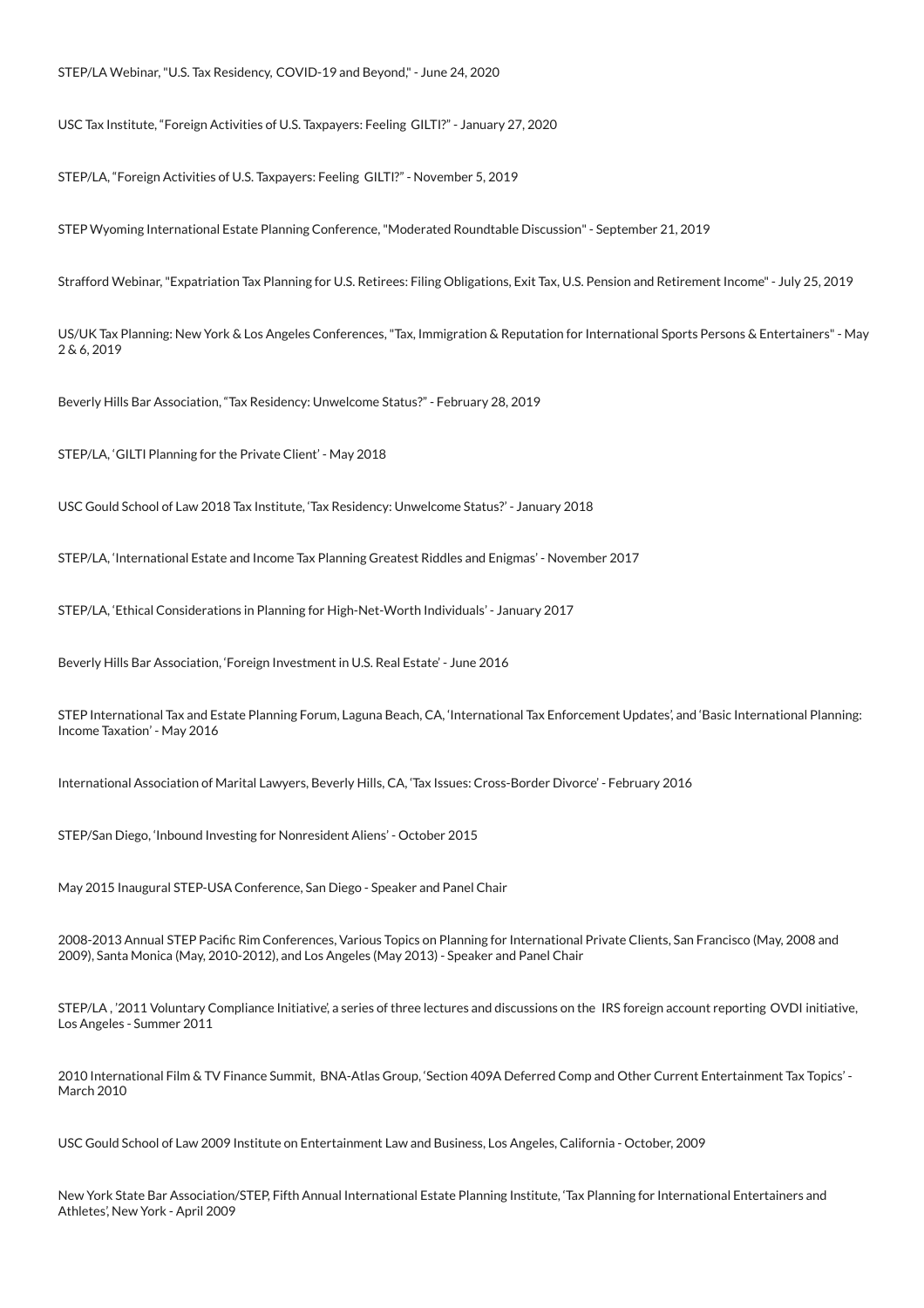STEP/LA Webinar, "U.S. Tax Residency, COVID-19 and Beyond," - June 24, 2020

USC Tax Institute, "Foreign Activities of U.S. Taxpayers: Feeling GILTI?" - January 27, 2020

STEP/LA, "Foreign Activities of U.S. Taxpayers: Feeling GILTI?" - November 5, 2019

STEP Wyoming International Estate Planning Conference, "Moderated Roundtable Discussion" - September 21, 2019

Strafford Webinar, "Expatriation Tax Planning for U.S. Retirees: Filing Obligations, Exit Tax, U.S. Pension and Retirement Income" - July 25, 2019

US/UK Tax Planning: New York & Los Angeles Conferences, "Tax, Immigration & Reputation for International Sports Persons & Entertainers" - May 2 & 6, 2019

Beverly Hills Bar Association, "Tax Residency: Unwelcome Status?" - February 28, 2019

STEP/LA, 'GILTI Planning for the Private Client' - May 2018

USC Gould School of Law 2018 Tax Institute, 'Tax Residency: Unwelcome Status?' - January 2018

STEP/LA, 'International Estate and Income Tax Planning Greatest Riddles and Enigmas' - November 2017

STEP/LA, 'Ethical Considerations in Planning for High-Net-Worth Individuals' - January 2017

Beverly Hills Bar Association, 'Foreign Investment in U.S. Real Estate' - June 2016

STEP International Tax and Estate Planning Forum, Laguna Beach, CA, 'International Tax Enforcement Updates', and 'Basic International Planning: Income Taxation' - May 2016

International Association of Marital Lawyers, Beverly Hills, CA, 'Tax Issues: Cross-Border Divorce' - February 2016

STEP/San Diego, 'Inbound Investing for Nonresident Aliens' - October 2015

May 2015 Inaugural STEP-USA Conference, San Diego - Speaker and Panel Chair

2008-2013 Annual STEP Pacific Rim Conferences, Various Topics on Planning for International Private Clients, San Francisco (May, 2008 and 2009), Santa Monica (May, 2010-2012), and Los Angeles (May 2013) - Speaker and Panel Chair

STEP/LA , '2011 Voluntary Compliance Initiative', a series of three lectures and discussions on the IRS foreign account reporting OVDI initiative, Los Angeles - Summer 2011

2010 International Film & TV Finance Summit, BNA-Atlas Group, 'Section 409A Deferred Comp and Other Current Entertainment Tax Topics' - March 2010

USC Gould School of Law 2009 Institute on Entertainment Law and Business, Los Angeles, California - October, 2009

New York State Bar Association/STEP, Fifth Annual International Estate Planning Institute, 'Tax Planning for International Entertainers and Athletes', New York - April 2009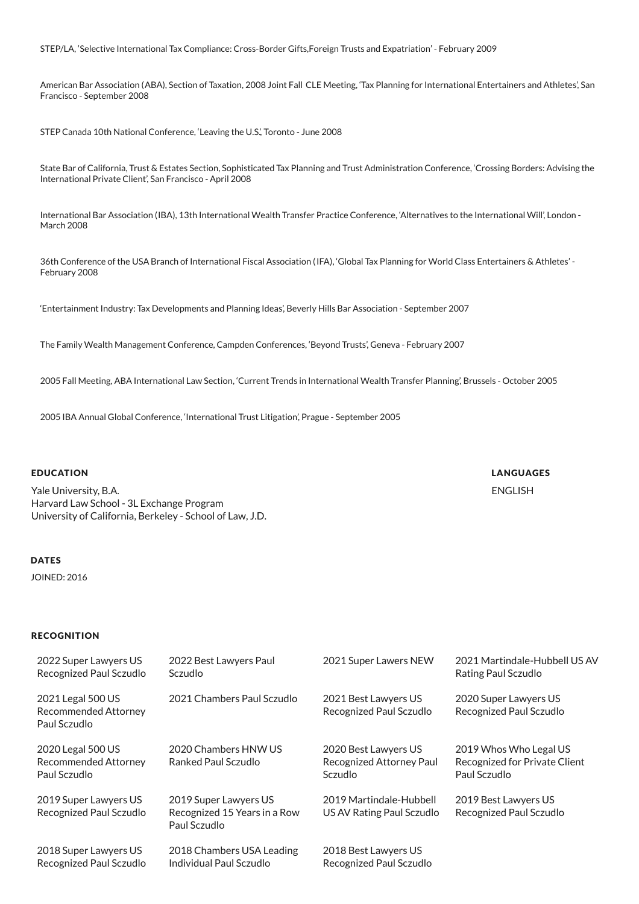STEP/LA, 'Selective International Tax Compliance: Cross-Border Gifts,Foreign Trusts and Expatriation' - February 2009

American Bar Association (ABA), Section of Taxation, 2008 Joint Fall CLE Meeting, 'Tax Planning for International Entertainers and Athletes', San Francisco - September 2008

STEP Canada 10th National Conference, 'Leaving the U.S.', Toronto - June 2008

State Bar of California, Trust & Estates Section, Sophisticated Tax Planning and Trust Administration Conference, 'Crossing Borders: Advising the International Private Client', San Francisco - April 2008

International Bar Association (IBA), 13th International Wealth Transfer Practice Conference, 'Alternatives to the International Will', London - March 2008

36th Conference of the USA Branch of International Fiscal Association (IFA), 'Global Tax Planning for World Class Entertainers & Athletes' - February 2008

'Entertainment Industry: Tax Developments and Planning Ideas', Beverly Hills Bar Association - September 2007

The Family Wealth Management Conference, Campden Conferences, 'Beyond Trusts', Geneva - February 2007

2005 Fall Meeting, ABA International Law Section, 'Current Trends in International Wealth Transfer Planning', Brussels - October 2005

2005 IBA Annual Global Conference, 'International Trust Litigation', Prague - September 2005

## EDUCATION

Yale University, B.A.
Harvard Law School - 3L Exchange Program
University of California, Berkeley - School of Law, J.D.

## LANGUAGES

ENGLISH

## DATES

JOINED: 2016

## RECOGNITION

| | | | |
|---|---|---|---|
| 2022 Super Lawyers US Recognized Paul Sczudlo | 2022 Best Lawyers Paul Sczudlo | 2021 Super Lawers NEW | 2021 Martindale-Hubbell US AV Rating Paul Sczudlo |
| 2021 Legal 500 US Recommended Attorney Paul Sczudlo | 2021 Chambers Paul Sczudlo | 2021 Best Lawyers US Recognized Paul Sczudlo | 2020 Super Lawyers US Recognized Paul Sczudlo |
| 2020 Legal 500 US Recommended Attorney Paul Sczudlo | 2020 Chambers HNW US Ranked Paul Sczudlo | 2020 Best Lawyers US Recognized Attorney Paul Sczudlo | 2019 Whos Who Legal US Recognized for Private Client Paul Sczudlo |
| 2019 Super Lawyers US Recognized Paul Sczudlo | 2019 Super Lawyers US Recognized 15 Years in a Row Paul Sczudlo | 2019 Martindale-Hubbell US AV Rating Paul Sczudlo | 2019 Best Lawyers US Recognized Paul Sczudlo |
| 2018 Super Lawyers US Recognized Paul Sczudlo | 2018 Chambers USA Leading Individual Paul Sczudlo | 2018 Best Lawyers US Recognized Paul Sczudlo | |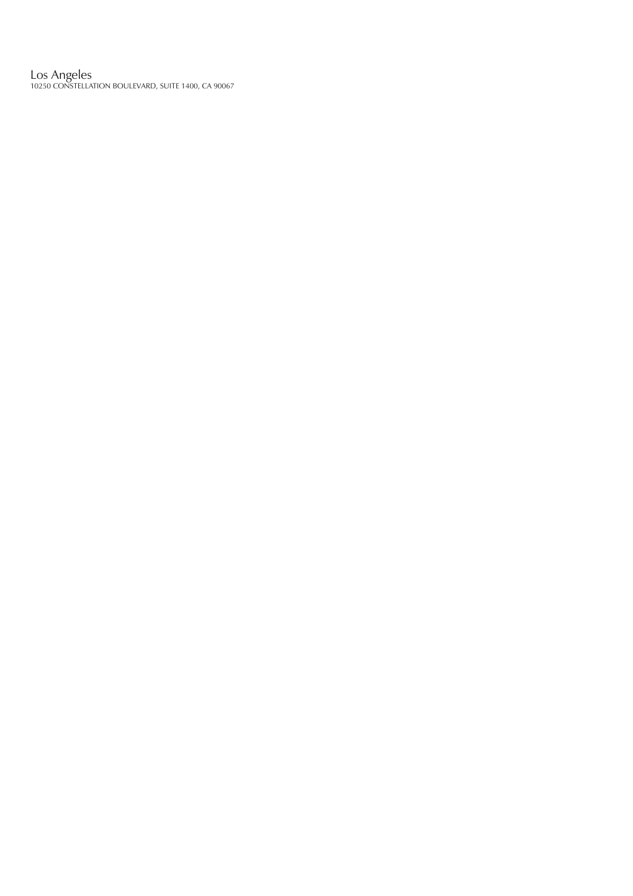Los Angeles
10250 CONSTELLATION BOULEVARD, SUITE 1400, CA 90067